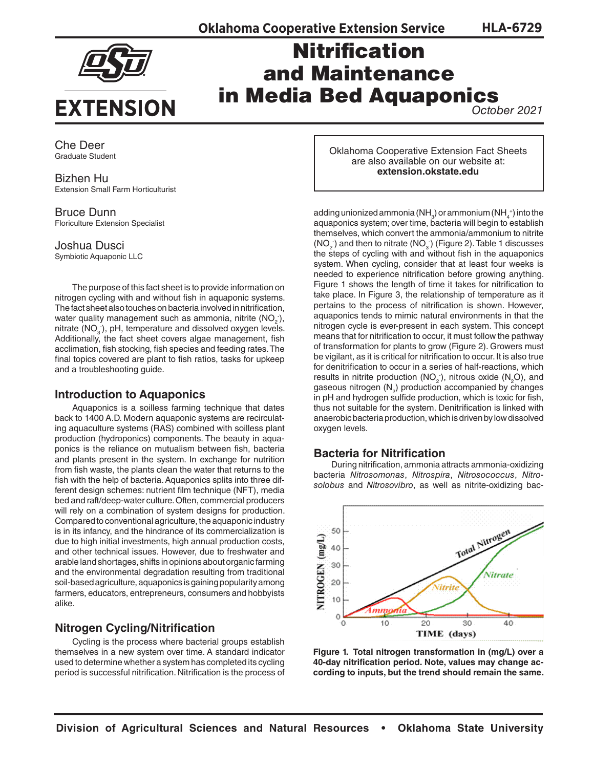# Nitrification and Maintenance in Media Bed Aquaponics

October 2021

Che Deer
Graduate Student

Bizhen Hu
Extension Small Farm Horticulturist

Bruce Dunn
Floriculture Extension Specialist

Joshua Dusci
Symbiotic Aquaponic LLC

Oklahoma Cooperative Extension Fact Sheets are also available on our website at: **extension.okstate.edu**

The purpose of this fact sheet is to provide information on nitrogen cycling with and without fish in aquaponic systems. The fact sheet also touches on bacteria involved in nitrification, water quality management such as ammonia, nitrite ($NO_2^-$), nitrate ($NO_3^-$), pH, temperature and dissolved oxygen levels. Additionally, the fact sheet covers algae management, fish acclimation, fish stocking, fish species and feeding rates. The final topics covered are plant to fish ratios, tasks for upkeep and a troubleshooting guide.

## Introduction to Aquaponics

Aquaponics is a soilless farming technique that dates back to 1400 A.D. Modern aquaponic systems are recirculating aquaculture systems (RAS) combined with soilless plant production (hydroponics) components. The beauty in aquaponics is the reliance on mutualism between fish, bacteria and plants present in the system. In exchange for nutrition from fish waste, the plants clean the water that returns to the fish with the help of bacteria. Aquaponics splits into three different design schemes: nutrient film technique (NFT), media bed and raft/deep-water culture. Often, commercial producers will rely on a combination of system designs for production. Compared to conventional agriculture, the aquaponic industry is in its infancy, and the hindrance of its commercialization is due to high initial investments, high annual production costs, and other technical issues. However, due to freshwater and arable land shortages, shifts in opinions about organic farming and the environmental degradation resulting from traditional soil-based agriculture, aquaponics is gaining popularity among farmers, educators, entrepreneurs, consumers and hobbyists alike.

## Nitrogen Cycling/Nitrification

Cycling is the process where bacterial groups establish themselves in a new system over time. A standard indicator used to determine whether a system has completed its cycling period is successful nitrification. Nitrification is the process of adding unionized ammonia ($NH_3$) or ammonium ($NH_4^+$) into the aquaponics system; over time, bacteria will begin to establish themselves, which convert the ammonia/ammonium to nitrite ($NO_2^-$) and then to nitrate ($NO_3^-$) (Figure 2). Table 1 discusses the steps of cycling with and without fish in the aquaponics system. When cycling, consider that at least four weeks is needed to experience nitrification before growing anything. Figure 1 shows the length of time it takes for nitrification to take place. In Figure 3, the relationship of temperature as it pertains to the process of nitrification is shown. However, aquaponics tends to mimic natural environments in that the nitrogen cycle is ever-present in each system. This concept means that for nitrification to occur, it must follow the pathway of transformation for plants to grow (Figure 2). Growers must be vigilant, as it is critical for nitrification to occur. It is also true for denitrification to occur in a series of half-reactions, which results in nitrite production ($NO_2^-$), nitrous oxide ($N_2O$), and gaseous nitrogen ($N_2$) production accompanied by changes in pH and hydrogen sulfide production, which is toxic for fish, thus not suitable for the system. Denitrification is linked with anaerobic bacteria production, which is driven by low dissolved oxygen levels.

## Bacteria for Nitrification

During nitrification, ammonia attracts ammonia-oxidizing bacteria *Nitrosomonas*, *Nitrospira*, *Nitrosococcus*, *Nitrosolobus* and *Nitrosovibro*, as well as nitrite-oxidizing bac-

**Figure 1. Total nitrogen transformation in (mg/L) over a 40-day nitrification period. Note, values may change according to inputs, but the trend should remain the same.**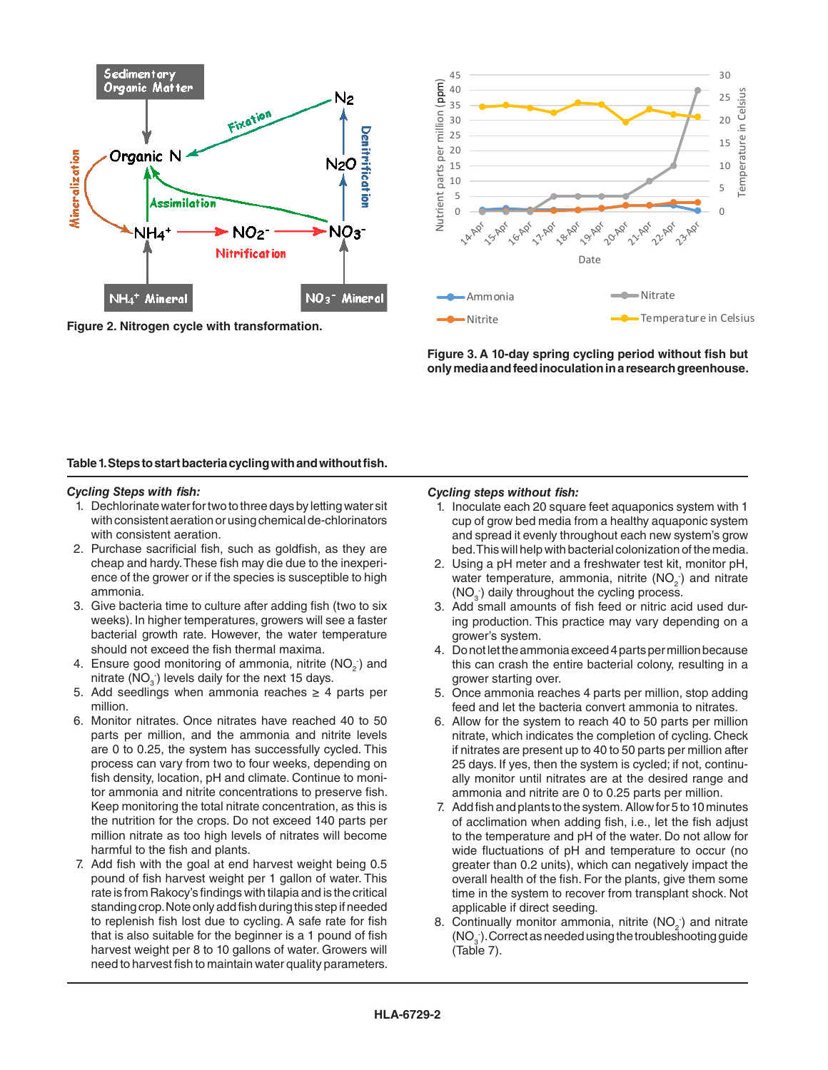Figure 2. Nitrogen cycle with transformation.

Figure 3. A 10-day spring cycling period without fish but only media and feed inoculation in a research greenhouse.

**Table 1. Steps to start bacteria cycling with and without fish.**

***Cycling Steps with fish:***

1. Dechlorinate water for two to three days by letting water sit with consistent aeration or using chemical de-chlorinators with consistent aeration.
2. Purchase sacrificial fish, such as goldfish, as they are cheap and hardy. These fish may die due to the inexperience of the grower or if the species is susceptible to high ammonia.
3. Give bacteria time to culture after adding fish (two to six weeks). In higher temperatures, growers will see a faster bacterial growth rate. However, the water temperature should not exceed the fish thermal maxima.
4. Ensure good monitoring of ammonia, nitrite ($NO_2^-$) and nitrate ($NO_3^-$) levels daily for the next 15 days.
5. Add seedlings when ammonia reaches ≥ 4 parts per million.
6. Monitor nitrates. Once nitrates have reached 40 to 50 parts per million, and the ammonia and nitrite levels are 0 to 0.25, the system has successfully cycled. This process can vary from two to four weeks, depending on fish density, location, pH and climate. Continue to monitor ammonia and nitrite concentrations to preserve fish. Keep monitoring the total nitrate concentration, as this is the nutrition for the crops. Do not exceed 140 parts per million nitrate as too high levels of nitrates will become harmful to the fish and plants.
7. Add fish with the goal at end harvest weight being 0.5 pound of fish harvest weight per 1 gallon of water. This rate is from Rakocy's findings with tilapia and is the critical standing crop. Note only add fish during this step if needed to replenish fish lost due to cycling. A safe rate for fish that is also suitable for the beginner is a 1 pound of fish harvest weight per 8 to 10 gallons of water. Growers will need to harvest fish to maintain water quality parameters.

***Cycling steps without fish:***

1. Inoculate each 20 square feet aquaponics system with 1 cup of grow bed media from a healthy aquaponic system and spread it evenly throughout each new system's grow bed. This will help with bacterial colonization of the media.
2. Using a pH meter and a freshwater test kit, monitor pH, water temperature, ammonia, nitrite ($NO_2^-$) and nitrate ($NO_3^-$) daily throughout the cycling process.
3. Add small amounts of fish feed or nitric acid used during production. This practice may vary depending on a grower's system.
4. Do not let the ammonia exceed 4 parts per million because this can crash the entire bacterial colony, resulting in a grower starting over.
5. Once ammonia reaches 4 parts per million, stop adding feed and let the bacteria convert ammonia to nitrates.
6. Allow for the system to reach 40 to 50 parts per million nitrate, which indicates the completion of cycling. Check if nitrates are present up to 40 to 50 parts per million after 25 days. If yes, then the system is cycled; if not, continually monitor until nitrates are at the desired range and ammonia and nitrite are 0 to 0.25 parts per million.
7. Add fish and plants to the system. Allow for 5 to 10 minutes of acclimation when adding fish, i.e., let the fish adjust to the temperature and pH of the water. Do not allow for wide fluctuations of pH and temperature to occur (no greater than 0.2 units), which can negatively impact the overall health of the fish. For the plants, give them some time in the system to recover from transplant shock. Not applicable if direct seeding.
8. Continually monitor ammonia, nitrite ($NO_2^-$) and nitrate ($NO_3^-$). Correct as needed using the troubleshooting guide (Table 7).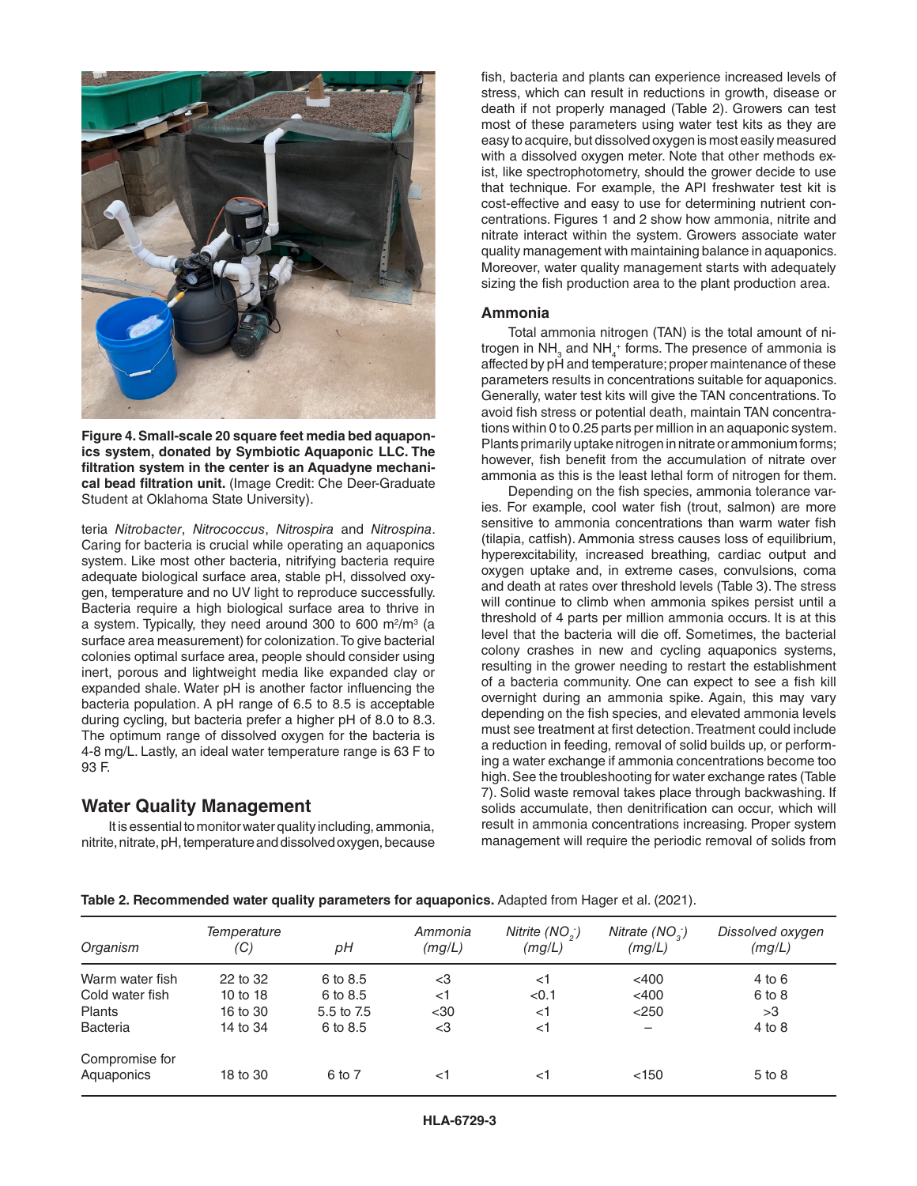**Figure 4. Small-scale 20 square feet media bed aquaponics system, donated by Symbiotic Aquaponic LLC. The filtration system in the center is an Aquadyne mechanical bead filtration unit.** (Image Credit: Che Deer-Graduate Student at Oklahoma State University).

teria *Nitrobacter*, *Nitrococcus*, *Nitrospira* and *Nitrospina*. Caring for bacteria is crucial while operating an aquaponics system. Like most other bacteria, nitrifying bacteria require adequate biological surface area, stable pH, dissolved oxygen, temperature and no UV light to reproduce successfully. Bacteria require a high biological surface area to thrive in a system. Typically, they need around 300 to 600 $m^2/m^3$ (a surface area measurement) for colonization. To give bacterial colonies optimal surface area, people should consider using inert, porous and lightweight media like expanded clay or expanded shale. Water pH is another factor influencing the bacteria population. A pH range of 6.5 to 8.5 is acceptable during cycling, but bacteria prefer a higher pH of 8.0 to 8.3. The optimum range of dissolved oxygen for the bacteria is 4-8 mg/L. Lastly, an ideal water temperature range is 63 F to 93 F.

## Water Quality Management

It is essential to monitor water quality including, ammonia, nitrite, nitrate, pH, temperature and dissolved oxygen, because fish, bacteria and plants can experience increased levels of stress, which can result in reductions in growth, disease or death if not properly managed (Table 2). Growers can test most of these parameters using water test kits as they are easy to acquire, but dissolved oxygen is most easily measured with a dissolved oxygen meter. Note that other methods exist, like spectrophotometry, should the grower decide to use that technique. For example, the API freshwater test kit is cost-effective and easy to use for determining nutrient concentrations. Figures 1 and 2 show how ammonia, nitrite and nitrate interact within the system. Growers associate water quality management with maintaining balance in aquaponics. Moreover, water quality management starts with adequately sizing the fish production area to the plant production area.

### Ammonia

Total ammonia nitrogen (TAN) is the total amount of nitrogen in $NH_3$ and $NH_4^+$ forms. The presence of ammonia is affected by pH and temperature; proper maintenance of these parameters results in concentrations suitable for aquaponics. Generally, water test kits will give the TAN concentrations. To avoid fish stress or potential death, maintain TAN concentrations within 0 to 0.25 parts per million in an aquaponic system. Plants primarily uptake nitrogen in nitrate or ammonium forms; however, fish benefit from the accumulation of nitrate over ammonia as this is the least lethal form of nitrogen for them.

Depending on the fish species, ammonia tolerance varies. For example, cool water fish (trout, salmon) are more sensitive to ammonia concentrations than warm water fish (tilapia, catfish). Ammonia stress causes loss of equilibrium, hyperexcitability, increased breathing, cardiac output and oxygen uptake and, in extreme cases, convulsions, coma and death at rates over threshold levels (Table 3). The stress will continue to climb when ammonia spikes persist until a threshold of 4 parts per million ammonia occurs. It is at this level that the bacteria will die off. Sometimes, the bacterial colony crashes in new and cycling aquaponics systems, resulting in the grower needing to restart the establishment of a bacteria community. One can expect to see a fish kill overnight during an ammonia spike. Again, this may vary depending on the fish species, and elevated ammonia levels must see treatment at first detection. Treatment could include a reduction in feeding, removal of solid builds up, or performing a water exchange if ammonia concentrations become too high. See the troubleshooting for water exchange rates (Table 7). Solid waste removal takes place through backwashing. If solids accumulate, then denitrification can occur, which will result in ammonia concentrations increasing. Proper system management will require the periodic removal of solids from

**Table 2. Recommended water quality parameters for aquaponics.** Adapted from Hager et al. (2021).

| *Organism* | *Temperature (C)* | *pH* | *Ammonia (mg/L)* | *Nitrite ($NO_2^-$) (mg/L)* | *Nitrate ($NO_3^-$) (mg/L)* | *Dissolved oxygen (mg/L)* |
|---|---|---|---|---|---|---|
| Warm water fish | 22 to 32 | 6 to 8.5 | <3 | <1 | <400 | 4 to 6 |
| Cold water fish | 10 to 18 | 6 to 8.5 | <1 | <0.1 | <400 | 6 to 8 |
| Plants | 16 to 30 | 5.5 to 7.5 | <30 | <1 | <250 | >3 |
| Bacteria | 14 to 34 | 6 to 8.5 | <3 | <1 | – | 4 to 8 |
| Compromise for Aquaponics | 18 to 30 | 6 to 7 | <1 | <1 | <150 | 5 to 8 |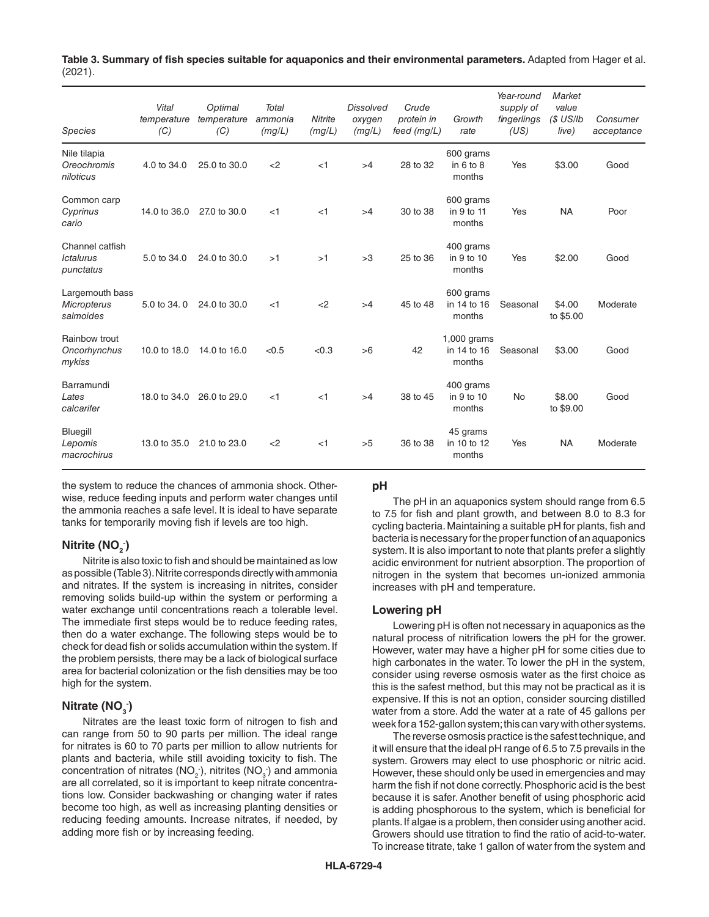**Table 3. Summary of fish species suitable for aquaponics and their environmental parameters.** Adapted from Hager et al. (2021).

| *Species* | *Vital temperature (C)* | *Optimal temperature (C)* | *Total ammonia (mg/L)* | *Nitrite (mg/L)* | *Dissolved oxygen (mg/L)* | *Crude protein in feed (mg/L)* | *Growth rate* | *Year-round supply of fingerlings (US)* | *Market value ($ US/lb live)* | *Consumer acceptance* |
|---|---|---|---|---|---|---|---|---|---|---|
| Nile tilapia *Oreochromis niloticus* | 4.0 to 34.0 | 25.0 to 30.0 | <2 | <1 | >4 | 28 to 32 | 600 grams in 6 to 8 months | Yes | $3.00 | Good |
| Common carp *Cyprinus cario* | 14.0 to 36.0 | 27.0 to 30.0 | <1 | <1 | >4 | 30 to 38 | 600 grams in 9 to 11 months | Yes | NA | Poor |
| Channel catfish *Ictalurus punctatus* | 5.0 to 34.0 | 24.0 to 30.0 | >1 | >1 | >3 | 25 to 36 | 400 grams in 9 to 10 months | Yes | $2.00 | Good |
| Largemouth bass *Micropterus salmoides* | 5.0 to 34. 0 | 24.0 to 30.0 | <1 | <2 | >4 | 45 to 48 | 600 grams in 14 to 16 months | Seasonal | $4.00 to $5.00 | Moderate |
| Rainbow trout *Oncorhynchus mykiss* | 10.0 to 18.0 | 14.0 to 16.0 | <0.5 | <0.3 | >6 | 42 | 1,000 grams in 14 to 16 months | Seasonal | $3.00 | Good |
| Barramundi *Lates calcarifer* | 18.0 to 34.0 | 26.0 to 29.0 | <1 | <1 | >4 | 38 to 45 | 400 grams in 9 to 10 months | No | $8.00 to $9.00 | Good |
| Bluegill *Lepomis macrochirus* | 13.0 to 35.0 | 21.0 to 23.0 | <2 | <1 | >5 | 36 to 38 | 45 grams in 10 to 12 months | Yes | NA | Moderate |

the system to reduce the chances of ammonia shock. Otherwise, reduce feeding inputs and perform water changes until the ammonia reaches a safe level. It is ideal to have separate tanks for temporarily moving fish if levels are too high.

### Nitrite ($NO_2^-$)

Nitrite is also toxic to fish and should be maintained as low as possible (Table 3). Nitrite corresponds directly with ammonia and nitrates. If the system is increasing in nitrites, consider removing solids build-up within the system or performing a water exchange until concentrations reach a tolerable level. The immediate first steps would be to reduce feeding rates, then do a water exchange. The following steps would be to check for dead fish or solids accumulation within the system. If the problem persists, there may be a lack of biological surface area for bacterial colonization or the fish densities may be too high for the system.

### Nitrate ($NO_3^-$)

Nitrates are the least toxic form of nitrogen to fish and can range from 50 to 90 parts per million. The ideal range for nitrates is 60 to 70 parts per million to allow nutrients for plants and bacteria, while still avoiding toxicity to fish. The concentration of nitrates ($NO_2^-$), nitrites ($NO_3^-$) and ammonia are all correlated, so it is important to keep nitrate concentrations low. Consider backwashing or changing water if rates become too high, as well as increasing planting densities or reducing feeding amounts. Increase nitrates, if needed, by adding more fish or by increasing feeding.

### pH

The pH in an aquaponics system should range from 6.5 to 7.5 for fish and plant growth, and between 8.0 to 8.3 for cycling bacteria. Maintaining a suitable pH for plants, fish and bacteria is necessary for the proper function of an aquaponics system. It is also important to note that plants prefer a slightly acidic environment for nutrient absorption. The proportion of nitrogen in the system that becomes un-ionized ammonia increases with pH and temperature.

### Lowering pH

Lowering pH is often not necessary in aquaponics as the natural process of nitrification lowers the pH for the grower. However, water may have a higher pH for some cities due to high carbonates in the water. To lower the pH in the system, consider using reverse osmosis water as the first choice as this is the safest method, but this may not be practical as it is expensive. If this is not an option, consider sourcing distilled water from a store. Add the water at a rate of 45 gallons per week for a 152-gallon system; this can vary with other systems.

The reverse osmosis practice is the safest technique, and it will ensure that the ideal pH range of 6.5 to 7.5 prevails in the system. Growers may elect to use phosphoric or nitric acid. However, these should only be used in emergencies and may harm the fish if not done correctly. Phosphoric acid is the best because it is safer. Another benefit of using phosphoric acid is adding phosphorous to the system, which is beneficial for plants. If algae is a problem, then consider using another acid. Growers should use titration to find the ratio of acid-to-water. To increase titrate, take 1 gallon of water from the system and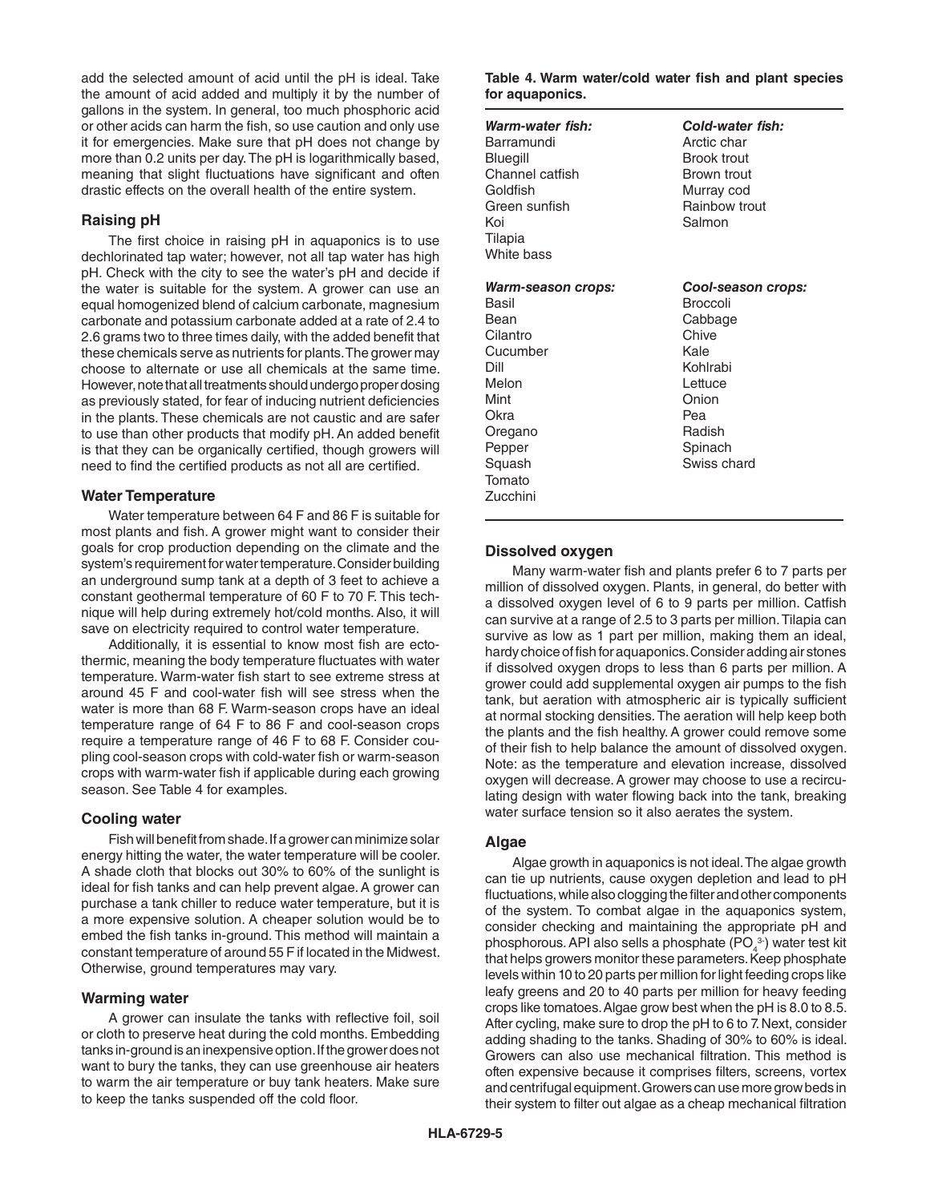add the selected amount of acid until the pH is ideal. Take the amount of acid added and multiply it by the number of gallons in the system. In general, too much phosphoric acid or other acids can harm the fish, so use caution and only use it for emergencies. Make sure that pH does not change by more than 0.2 units per day. The pH is logarithmically based, meaning that slight fluctuations have significant and often drastic effects on the overall health of the entire system.

### Raising pH

The first choice in raising pH in aquaponics is to use dechlorinated tap water; however, not all tap water has high pH. Check with the city to see the water's pH and decide if the water is suitable for the system. A grower can use an equal homogenized blend of calcium carbonate, magnesium carbonate and potassium carbonate added at a rate of 2.4 to 2.6 grams two to three times daily, with the added benefit that these chemicals serve as nutrients for plants. The grower may choose to alternate or use all chemicals at the same time. However, note that all treatments should undergo proper dosing as previously stated, for fear of inducing nutrient deficiencies in the plants. These chemicals are not caustic and are safer to use than other products that modify pH. An added benefit is that they can be organically certified, though growers will need to find the certified products as not all are certified.

### Water Temperature

Water temperature between 64 F and 86 F is suitable for most plants and fish. A grower might want to consider their goals for crop production depending on the climate and the system's requirement for water temperature. Consider building an underground sump tank at a depth of 3 feet to achieve a constant geothermal temperature of 60 F to 70 F. This technique will help during extremely hot/cold months. Also, it will save on electricity required to control water temperature.

Additionally, it is essential to know most fish are ectothermic, meaning the body temperature fluctuates with water temperature. Warm-water fish start to see extreme stress at around 45 F and cool-water fish will see stress when the water is more than 68 F. Warm-season crops have an ideal temperature range of 64 F to 86 F and cool-season crops require a temperature range of 46 F to 68 F. Consider coupling cool-season crops with cold-water fish or warm-season crops with warm-water fish if applicable during each growing season. See Table 4 for examples.

### Cooling water

Fish will benefit from shade. If a grower can minimize solar energy hitting the water, the water temperature will be cooler. A shade cloth that blocks out 30% to 60% of the sunlight is ideal for fish tanks and can help prevent algae. A grower can purchase a tank chiller to reduce water temperature, but it is a more expensive solution. A cheaper solution would be to embed the fish tanks in-ground. This method will maintain a constant temperature of around 55 F if located in the Midwest. Otherwise, ground temperatures may vary.

### Warming water

A grower can insulate the tanks with reflective foil, soil or cloth to preserve heat during the cold months. Embedding tanks in-ground is an inexpensive option. If the grower does not want to bury the tanks, they can use greenhouse air heaters to warm the air temperature or buy tank heaters. Make sure to keep the tanks suspended off the cold floor.

**Table 4. Warm water/cold water fish and plant species for aquaponics.**

| ***Warm-water fish:*** | ***Cold-water fish:*** |
|---|---|
| Barramundi | Arctic char |
| Bluegill | Brook trout |
| Channel catfish | Brown trout |
| Goldfish | Murray cod |
| Green sunfish | Rainbow trout |
| Koi | Salmon |
| Tilapia | |
| White bass | |
| ***Warm-season crops:*** | ***Cool-season crops:*** |
| Basil | Broccoli |
| Bean | Cabbage |
| Cilantro | Chive |
| Cucumber | Kale |
| Dill | Kohlrabi |
| Melon | Lettuce |
| Mint | Onion |
| Okra | Pea |
| Oregano | Radish |
| Pepper | Spinach |
| Squash | Swiss chard |
| Tomato | |
| Zucchini | |

### Dissolved oxygen

Many warm-water fish and plants prefer 6 to 7 parts per million of dissolved oxygen. Plants, in general, do better with a dissolved oxygen level of 6 to 9 parts per million. Catfish can survive at a range of 2.5 to 3 parts per million. Tilapia can survive as low as 1 part per million, making them an ideal, hardy choice of fish for aquaponics. Consider adding air stones if dissolved oxygen drops to less than 6 parts per million. A grower could add supplemental oxygen air pumps to the fish tank, but aeration with atmospheric air is typically sufficient at normal stocking densities. The aeration will help keep both the plants and the fish healthy. A grower could remove some of their fish to help balance the amount of dissolved oxygen. Note: as the temperature and elevation increase, dissolved oxygen will decrease. A grower may choose to use a recirculating design with water flowing back into the tank, breaking water surface tension so it also aerates the system.

### Algae

Algae growth in aquaponics is not ideal. The algae growth can tie up nutrients, cause oxygen depletion and lead to pH fluctuations, while also clogging the filter and other components of the system. To combat algae in the aquaponics system, consider checking and maintaining the appropriate pH and phosphorous. API also sells a phosphate ($PO_4^{3-}$) water test kit that helps growers monitor these parameters. Keep phosphate levels within 10 to 20 parts per million for light feeding crops like leafy greens and 20 to 40 parts per million for heavy feeding crops like tomatoes. Algae grow best when the pH is 8.0 to 8.5. After cycling, make sure to drop the pH to 6 to 7. Next, consider adding shading to the tanks. Shading of 30% to 60% is ideal. Growers can also use mechanical filtration. This method is often expensive because it comprises filters, screens, vortex and centrifugal equipment. Growers can use more grow beds in their system to filter out algae as a cheap mechanical filtration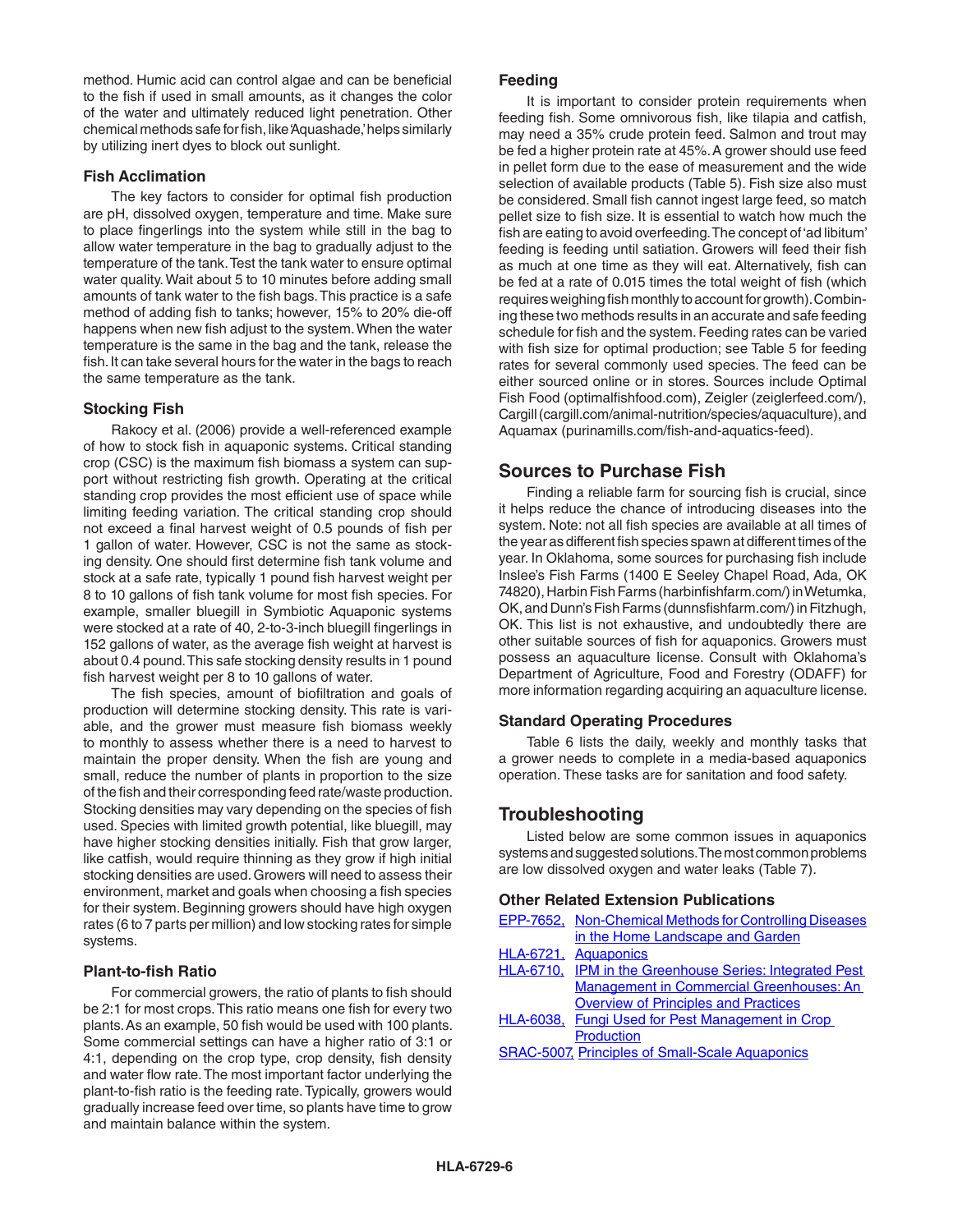method. Humic acid can control algae and can be beneficial to the fish if used in small amounts, as it changes the color of the water and ultimately reduced light penetration. Other chemical methods safe for fish, like 'Aquashade,' helps similarly by utilizing inert dyes to block out sunlight.

### Fish Acclimation

The key factors to consider for optimal fish production are pH, dissolved oxygen, temperature and time. Make sure to place fingerlings into the system while still in the bag to allow water temperature in the bag to gradually adjust to the temperature of the tank. Test the tank water to ensure optimal water quality. Wait about 5 to 10 minutes before adding small amounts of tank water to the fish bags. This practice is a safe method of adding fish to tanks; however, 15% to 20% die-off happens when new fish adjust to the system. When the water temperature is the same in the bag and the tank, release the fish. It can take several hours for the water in the bags to reach the same temperature as the tank.

### Stocking Fish

Rakocy et al. (2006) provide a well-referenced example of how to stock fish in aquaponic systems. Critical standing crop (CSC) is the maximum fish biomass a system can support without restricting fish growth. Operating at the critical standing crop provides the most efficient use of space while limiting feeding variation. The critical standing crop should not exceed a final harvest weight of 0.5 pounds of fish per 1 gallon of water. However, CSC is not the same as stocking density. One should first determine fish tank volume and stock at a safe rate, typically 1 pound fish harvest weight per 8 to 10 gallons of fish tank volume for most fish species. For example, smaller bluegill in Symbiotic Aquaponic systems were stocked at a rate of 40, 2-to-3-inch bluegill fingerlings in 152 gallons of water, as the average fish weight at harvest is about 0.4 pound. This safe stocking density results in 1 pound fish harvest weight per 8 to 10 gallons of water.

The fish species, amount of biofiltration and goals of production will determine stocking density. This rate is variable, and the grower must measure fish biomass weekly to monthly to assess whether there is a need to harvest to maintain the proper density. When the fish are young and small, reduce the number of plants in proportion to the size of the fish and their corresponding feed rate/waste production. Stocking densities may vary depending on the species of fish used. Species with limited growth potential, like bluegill, may have higher stocking densities initially. Fish that grow larger, like catfish, would require thinning as they grow if high initial stocking densities are used. Growers will need to assess their environment, market and goals when choosing a fish species for their system. Beginning growers should have high oxygen rates (6 to 7 parts per million) and low stocking rates for simple systems.

### Plant-to-fish Ratio

For commercial growers, the ratio of plants to fish should be 2:1 for most crops. This ratio means one fish for every two plants. As an example, 50 fish would be used with 100 plants. Some commercial settings can have a higher ratio of 3:1 or 4:1, depending on the crop type, crop density, fish density and water flow rate. The most important factor underlying the plant-to-fish ratio is the feeding rate. Typically, growers would gradually increase feed over time, so plants have time to grow and maintain balance within the system.

### Feeding

It is important to consider protein requirements when feeding fish. Some omnivorous fish, like tilapia and catfish, may need a 35% crude protein feed. Salmon and trout may be fed a higher protein rate at 45%. A grower should use feed in pellet form due to the ease of measurement and the wide selection of available products (Table 5). Fish size also must be considered. Small fish cannot ingest large feed, so match pellet size to fish size. It is essential to watch how much the fish are eating to avoid overfeeding. The concept of 'ad libitum' feeding is feeding until satiation. Growers will feed their fish as much at one time as they will eat. Alternatively, fish can be fed at a rate of 0.015 times the total weight of fish (which requires weighing fish monthly to account for growth). Combining these two methods results in an accurate and safe feeding schedule for fish and the system. Feeding rates can be varied with fish size for optimal production; see Table 5 for feeding rates for several commonly used species. The feed can be either sourced online or in stores. Sources include Optimal Fish Food (optimalfishfood.com), Zeigler (zeiglerfeed.com/), Cargill (cargill.com/animal-nutrition/species/aquaculture), and Aquamax (purinamills.com/fish-and-aquatics-feed).

## Sources to Purchase Fish

Finding a reliable farm for sourcing fish is crucial, since it helps reduce the chance of introducing diseases into the system. Note: not all fish species are available at all times of the year as different fish species spawn at different times of the year. In Oklahoma, some sources for purchasing fish include Inslee's Fish Farms (1400 E Seeley Chapel Road, Ada, OK 74820), Harbin Fish Farms (harbinfishfarm.com/) in Wetumka, OK, and Dunn's Fish Farms (dunnsfishfarm.com/) in Fitzhugh, OK. This list is not exhaustive, and undoubtedly there are other suitable sources of fish for aquaponics. Growers must possess an aquaculture license. Consult with Oklahoma's Department of Agriculture, Food and Forestry (ODAFF) for more information regarding acquiring an aquaculture license.

### Standard Operating Procedures

Table 6 lists the daily, weekly and monthly tasks that a grower needs to complete in a media-based aquaponics operation. These tasks are for sanitation and food safety.

## Troubleshooting

Listed below are some common issues in aquaponics systems and suggested solutions. The most common problems are low dissolved oxygen and water leaks (Table 7).

### Other Related Extension Publications

- EPP-7652, Non-Chemical Methods for Controlling Diseases in the Home Landscape and Garden
- HLA-6721, Aquaponics
- HLA-6710, IPM in the Greenhouse Series: Integrated Pest Management in Commercial Greenhouses: An Overview of Principles and Practices
- HLA-6038, Fungi Used for Pest Management in Crop Production
- SRAC-5007, Principles of Small-Scale Aquaponics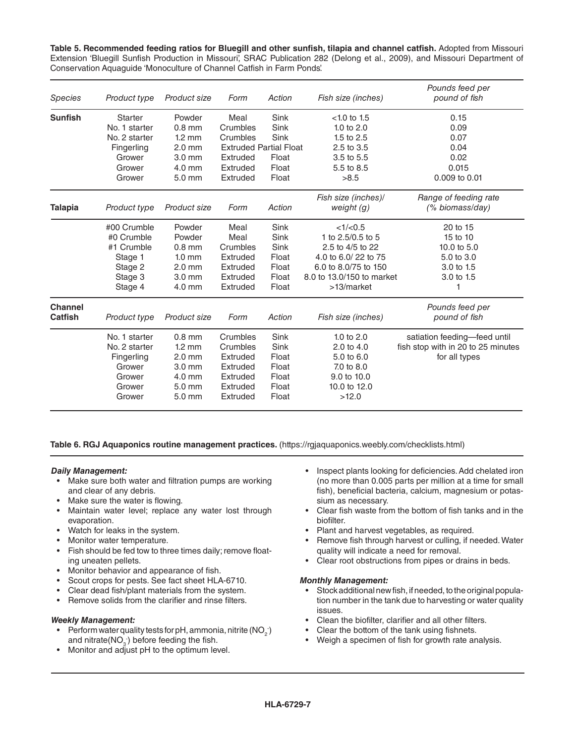**Table 5. Recommended feeding ratios for Bluegill and other sunfish, tilapia and channel catfish.** Adopted from Missouri Extension 'Bluegill Sunfish Production in Missouri', SRAC Publication 282 (Delong et al., 2009), and Missouri Department of Conservation Aquaguide 'Monoculture of Channel Catfish in Farm Ponds'.

| *Species* | *Product type* | *Product size* | *Form* | *Action* | *Fish size (inches)* | *Pounds feed per pound of fish* |
|---|---|---|---|---|---|---|
| **Sunfish** | Starter | Powder | Meal | Sink | <1.0 to 1.5 | 0.15 |
| | No. 1 starter | 0.8 mm | Crumbles | Sink | 1.0 to 2.0 | 0.09 |
| | No. 2 starter | 1.2 mm | Crumbles | Sink | 1.5 to 2.5 | 0.07 |
| | Fingerling | 2.0 mm | Extruded | Partial Float | 2.5 to 3.5 | 0.04 |
| | Grower | 3.0 mm | Extruded | Float | 3.5 to 5.5 | 0.02 |
| | Grower | 4.0 mm | Extruded | Float | 5.5 to 8.5 | 0.015 |
| | Grower | 5.0 mm | Extruded | Float | >8.5 | 0.009 to 0.01 |
| **Talapia** | *Product type* | *Product size* | *Form* | *Action* | *Fish size (inches)/ weight (g)* | *Range of feeding rate (% biomass/day)* |
| | #00 Crumble | Powder | Meal | Sink | <1/<0.5 | 20 to 15 |
| | #0 Crumble | Powder | Meal | Sink | 1 to 2.5/0.5 to 5 | 15 to 10 |
| | #1 Crumble | 0.8 mm | Crumbles | Sink | 2.5 to 4/5 to 22 | 10.0 to 5.0 |
| | Stage 1 | 1.0 mm | Extruded | Float | 4.0 to 6.0/ 22 to 75 | 5.0 to 3.0 |
| | Stage 2 | 2.0 mm | Extruded | Float | 6.0 to 8.0/75 to 150 | 3.0 to 1.5 |
| | Stage 3 | 3.0 mm | Extruded | Float | 8.0 to 13.0/150 to market | 3.0 to 1.5 |
| | Stage 4 | 4.0 mm | Extruded | Float | >13/market | 1 |
| **Channel Catfish** | *Product type* | *Product size* | *Form* | *Action* | *Fish size (inches)* | *Pounds feed per pound of fish* |
| | No. 1 starter | 0.8 mm | Crumbles | Sink | 1.0 to 2.0 | satiation feeding—feed until fish stop with in 20 to 25 minutes for all types |
| | No. 2 starter | 1.2 mm | Crumbles | Sink | 2.0 to 4.0 | |
| | Fingerling | 2.0 mm | Extruded | Float | 5.0 to 6.0 | |
| | Grower | 3.0 mm | Extruded | Float | 7.0 to 8.0 | |
| | Grower | 4.0 mm | Extruded | Float | 9.0 to 10.0 | |
| | Grower | 5.0 mm | Extruded | Float | 10.0 to 12.0 | |
| | Grower | 5.0 mm | Extruded | Float | >12.0 | |

**Table 6. RGJ Aquaponics routine management practices.** (https://rgjaquaponics.weebly.com/checklists.html)

***Daily Management:***

- Make sure both water and filtration pumps are working and clear of any debris.
- Make sure the water is flowing.
- Maintain water level; replace any water lost through evaporation.
- Watch for leaks in the system.
- Monitor water temperature.
- Fish should be fed tow to three times daily; remove floating uneaten pellets.
- Monitor behavior and appearance of fish.
- Scout crops for pests. See fact sheet HLA-6710.
- Clear dead fish/plant materials from the system.
- Remove solids from the clarifier and rinse filters.

***Weekly Management:***

- Perform water quality tests for pH, ammonia, nitrite ($NO_2^-$) and nitrate($NO_3^-$) before feeding the fish.
- Monitor and adjust pH to the optimum level.
- Inspect plants looking for deficiencies. Add chelated iron (no more than 0.005 parts per million at a time for small fish), beneficial bacteria, calcium, magnesium or potassium as necessary.
- Clear fish waste from the bottom of fish tanks and in the biofilter.
- Plant and harvest vegetables, as required.
- Remove fish through harvest or culling, if needed. Water quality will indicate a need for removal.
- Clear root obstructions from pipes or drains in beds.

***Monthly Management:***

- Stock additional new fish, if needed, to the original population number in the tank due to harvesting or water quality issues.
- Clean the biofilter, clarifier and all other filters.
- Clear the bottom of the tank using fishnets.
- Weigh a specimen of fish for growth rate analysis.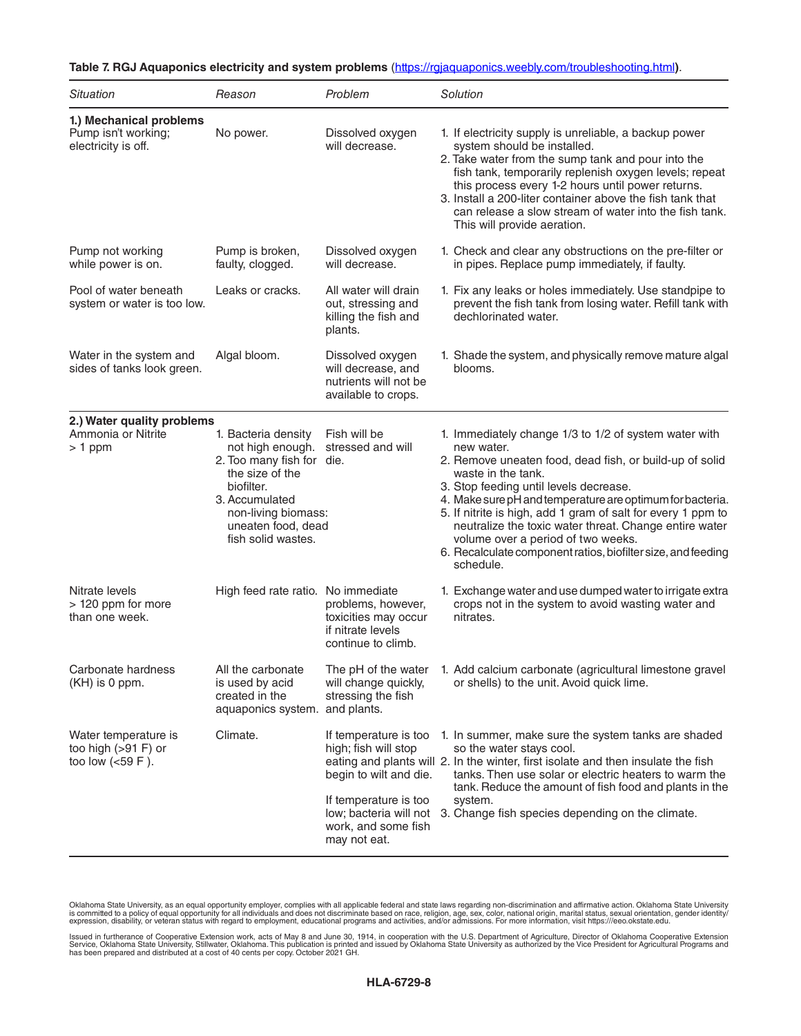**Table 7. RGJ Aquaponics electricity and system problems** (https://rgjaquaponics.weebly.com/troubleshooting.html).

| *Situation* | *Reason* | *Problem* | *Solution* |
|---|---|---|---|
| **1.) Mechanical problems** Pump isn't working; electricity is off. | No power. | Dissolved oxygen will decrease. | 1. If electricity supply is unreliable, a backup power system should be installed. 2. Take water from the sump tank and pour into the fish tank, temporarily replenish oxygen levels; repeat this process every 1-2 hours until power returns. 3. Install a 200-liter container above the fish tank that can release a slow stream of water into the fish tank. This will provide aeration. |
| Pump not working while power is on. | Pump is broken, faulty, clogged. | Dissolved oxygen will decrease. | 1. Check and clear any obstructions on the pre-filter or in pipes. Replace pump immediately, if faulty. |
| Pool of water beneath system or water is too low. | Leaks or cracks. | All water will drain out, stressing and killing the fish and plants. | 1. Fix any leaks or holes immediately. Use standpipe to prevent the fish tank from losing water. Refill tank with dechlorinated water. |
| Water in the system and sides of tanks look green. | Algal bloom. | Dissolved oxygen will decrease, and nutrients will not be available to crops. | 1. Shade the system, and physically remove mature algal blooms. |
| **2.) Water quality problems** Ammonia or Nitrite > 1 ppm | 1. Bacteria density not high enough. 2. Too many fish for the size of the biofilter. 3. Accumulated non-living biomass: uneaten food, dead fish solid wastes. | Fish will be stressed and will die. | 1. Immediately change 1/3 to 1/2 of system water with new water. 2. Remove uneaten food, dead fish, or build-up of solid waste in the tank. 3. Stop feeding until levels decrease. 4. Make sure pH and temperature are optimum for bacteria. 5. If nitrite is high, add 1 gram of salt for every 1 ppm to neutralize the toxic water threat. Change entire water volume over a period of two weeks. 6. Recalculate component ratios, biofilter size, and feeding schedule. |
| Nitrate levels > 120 ppm for more than one week. | High feed rate ratio. | No immediate problems, however, toxicities may occur if nitrate levels continue to climb. | 1. Exchange water and use dumped water to irrigate extra crops not in the system to avoid wasting water and nitrates. |
| Carbonate hardness (KH) is 0 ppm. | All the carbonate is used by acid created in the aquaponics system. | The pH of the water will change quickly, stressing the fish and plants. | 1. Add calcium carbonate (agricultural limestone gravel or shells) to the unit. Avoid quick lime. |
| Water temperature is too high (>91 F) or too low (<59 F ). | Climate. | If temperature is too high; fish will stop eating and plants will begin to wilt and die. If temperature is too low; bacteria will not work, and some fish may not eat. | 1. In summer, make sure the system tanks are shaded so the water stays cool. 2. In the winter, first isolate and then insulate the fish tanks. Then use solar or electric heaters to warm the tank. Reduce the amount of fish food and plants in the system. 3. Change fish species depending on the climate. |

Oklahoma State University, as an equal opportunity employer, complies with all applicable federal and state laws regarding non-discrimination and affirmative action. Oklahoma State University is committed to a policy of equal opportunity for all individuals and does not discriminate based on race, religion, age, sex, color, national origin, marital status, sexual orientation, gender identity/expression, disability, or veteran status with regard to employment, educational programs and activities, and/or admissions. For more information, visit https://eeo.okstate.edu.

Issued in furtherance of Cooperative Extension work, acts of May 8 and June 30, 1914, in cooperation with the U.S. Department of Agriculture, Director of Oklahoma Cooperative Extension Service, Oklahoma State University, Stillwater, Oklahoma. This publication is printed and issued by Oklahoma State University as authorized by the Vice President for Agricultural Programs and has been prepared and distributed at a cost of 40 cents per copy. October 2021 GH.